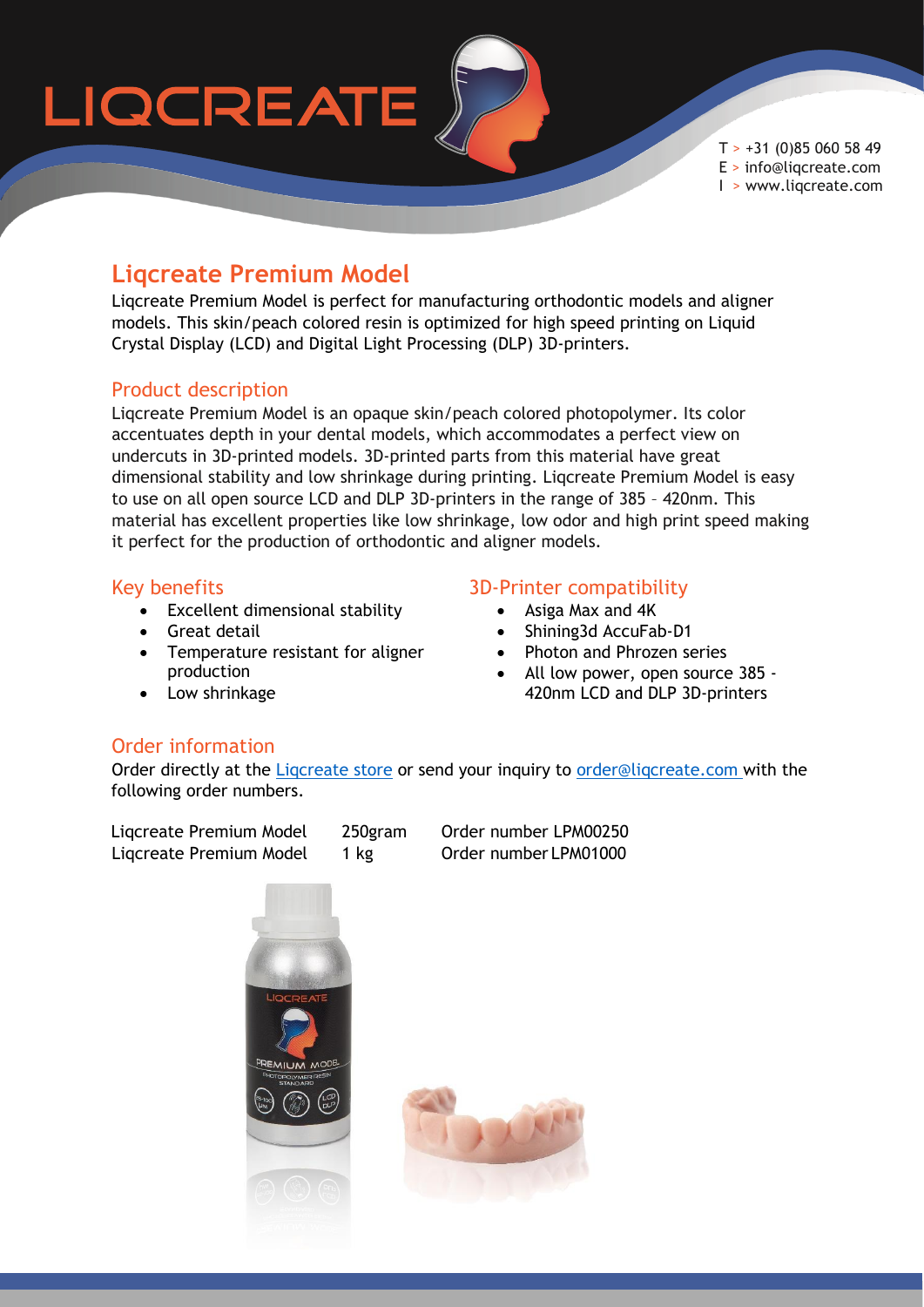LIQCREATE

T > +31 (0)85 060 58 49
E > info@liqcreate.com
I > www.liqcreate.com

# Liqcreate Premium Model

Liqcreate Premium Model is perfect for manufacturing orthodontic models and aligner models. This skin/peach colored resin is optimized for high speed printing on Liquid Crystal Display (LCD) and Digital Light Processing (DLP) 3D-printers.

## Product description

Liqcreate Premium Model is an opaque skin/peach colored photopolymer. Its color accentuates depth in your dental models, which accommodates a perfect view on undercuts in 3D-printed models. 3D-printed parts from this material have great dimensional stability and low shrinkage during printing. Liqcreate Premium Model is easy to use on all open source LCD and DLP 3D-printers in the range of 385 – 420nm. This material has excellent properties like low shrinkage, low odor and high print speed making it perfect for the production of orthodontic and aligner models.

## Key benefits

- Excellent dimensional stability
- Great detail
- Temperature resistant for aligner production
- Low shrinkage

## 3D-Printer compatibility

- Asiga Max and 4K
- Shining3d AccuFab-D1
- Photon and Phrozen series
- All low power, open source 385 - 420nm LCD and DLP 3D-printers

## Order information

Order directly at the Liqcreate store or send your inquiry to order@liqcreate.com with the following order numbers.

| | | |
|---|---|---|
| Liqcreate Premium Model | 250gram | Order number LPM00250 |
| Liqcreate Premium Model | 1 kg | Order number LPM01000 |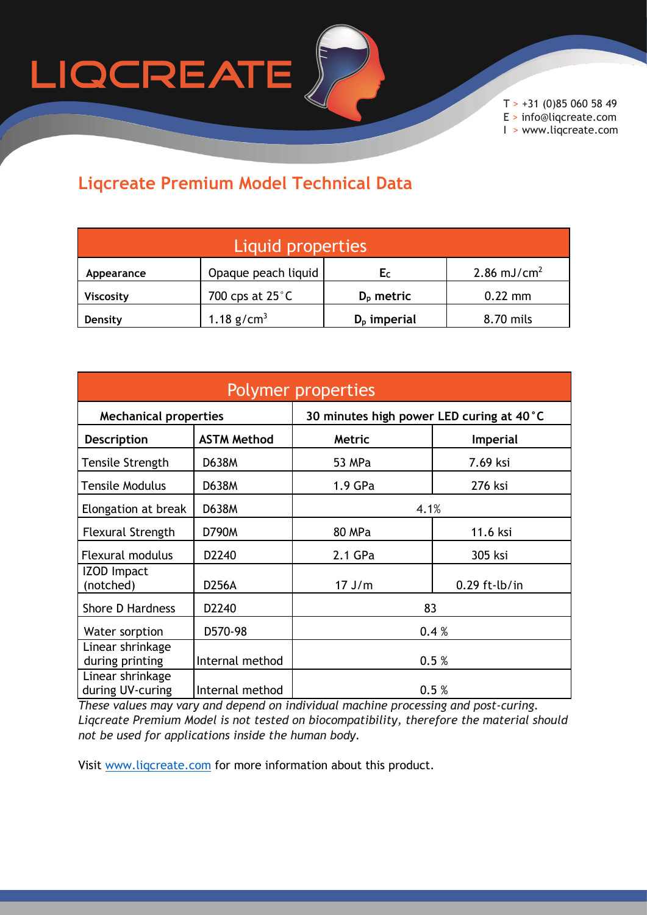## Liqcreate Premium Model Technical Data

| Liquid properties | | | |
|---|---|---|---|
| **Appearance** | Opaque peach liquid | $E_C$ | 2.86 mJ/cm$^2$ |
| **Viscosity** | 700 cps at 25˚C | $D_p$ **metric** | 0.22 mm |
| **Density** | 1.18 g/cm$^3$ | $D_p$ **imperial** | 8.70 mils |

| Polymer properties | | | |
|---|---|---|---|
| **Mechanical properties** | | **30 minutes high power LED curing at 40˚C** | |
| **Description** | **ASTM Method** | **Metric** | **Imperial** |
| Tensile Strength | D638M | 53 MPa | 7.69 ksi |
| Tensile Modulus | D638M | 1.9 GPa | 276 ksi |
| Elongation at break | D638M | 4.1% | |
| Flexural Strength | D790M | 80 MPa | 11.6 ksi |
| Flexural modulus | D2240 | 2.1 GPa | 305 ksi |
| IZOD Impact (notched) | D256A | 17 J/m | 0.29 ft-lb/in |
| Shore D Hardness | D2240 | 83 | |
| Water sorption | D570-98 | 0.4 % | |
| Linear shrinkage during printing | Internal method | 0.5 % | |
| Linear shrinkage during UV-curing | Internal method | 0.5 % | |

*These values may vary and depend on individual machine processing and post-curing. Liqcreate Premium Model is not tested on biocompatibility, therefore the material should not be used for applications inside the human body.*

Visit www.liqcreate.com for more information about this product.